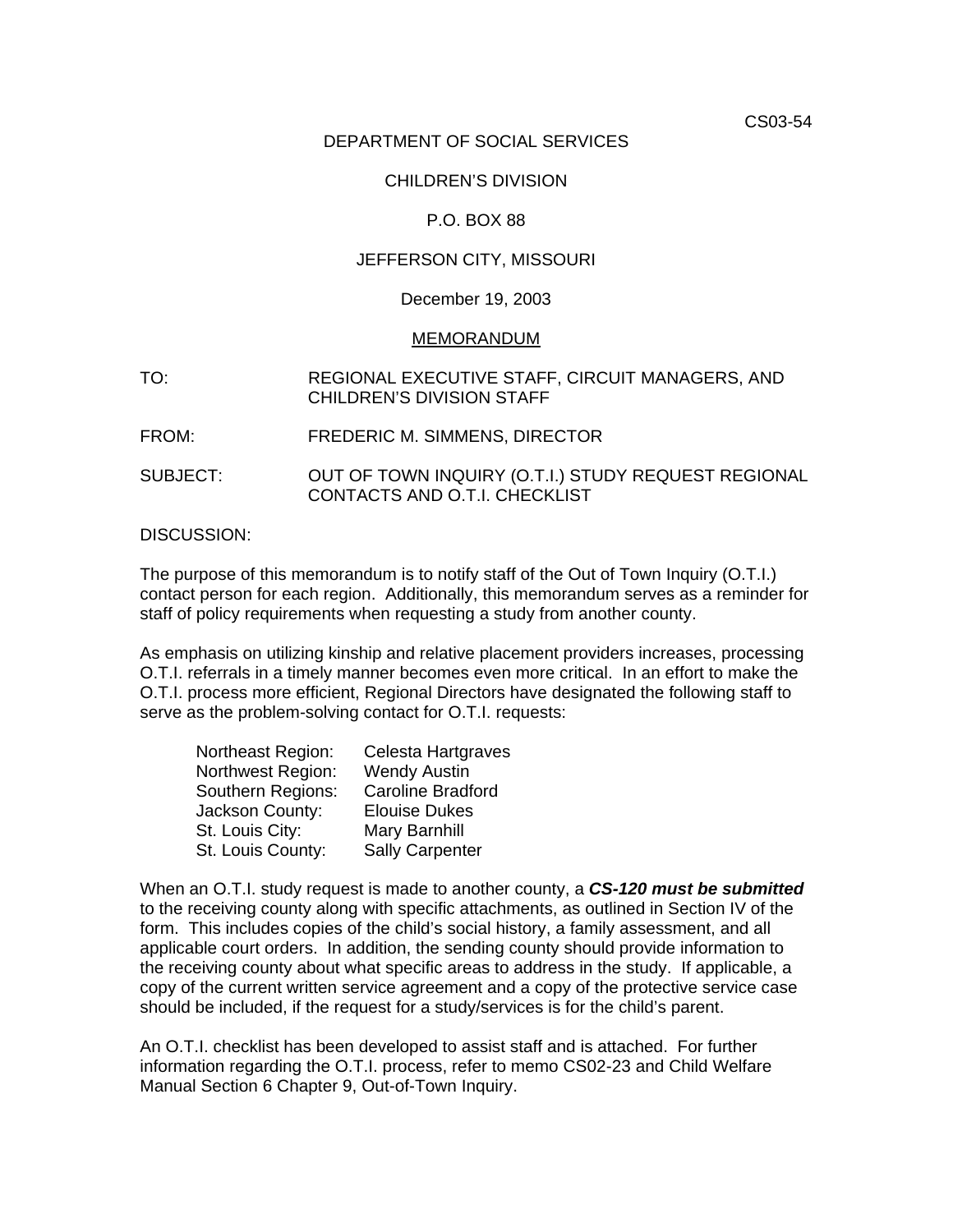CS03-54

DEPARTMENT OF SOCIAL SERVICES

CHILDREN'S DIVISION

P.O. BOX 88

JEFFERSON CITY, MISSOURI

December 19, 2003

MEMORANDUM

TO: REGIONAL EXECUTIVE STAFF, CIRCUIT MANAGERS, AND CHILDREN'S DIVISION STAFF

FROM: FREDERIC M. SIMMENS, DIRECTOR

SUBJECT: OUT OF TOWN INQUIRY (O.T.I.) STUDY REQUEST REGIONAL CONTACTS AND O.T.I. CHECKLIST

DISCUSSION:

The purpose of this memorandum is to notify staff of the Out of Town Inquiry (O.T.I.) contact person for each region. Additionally, this memorandum serves as a reminder for staff of policy requirements when requesting a study from another county.

As emphasis on utilizing kinship and relative placement providers increases, processing O.T.I. referrals in a timely manner becomes even more critical. In an effort to make the O.T.I. process more efficient, Regional Directors have designated the following staff to serve as the problem-solving contact for O.T.I. requests:

| | |
|---|---|
| Northeast Region: | Celesta Hartgraves |
| Northwest Region: | Wendy Austin |
| Southern Regions: | Caroline Bradford |
| Jackson County: | Elouise Dukes |
| St. Louis City: | Mary Barnhill |
| St. Louis County: | Sally Carpenter |

When an O.T.I. study request is made to another county, a ***CS-120 must be submitted*** to the receiving county along with specific attachments, as outlined in Section IV of the form. This includes copies of the child's social history, a family assessment, and all applicable court orders. In addition, the sending county should provide information to the receiving county about what specific areas to address in the study. If applicable, a copy of the current written service agreement and a copy of the protective service case should be included, if the request for a study/services is for the child's parent.

An O.T.I. checklist has been developed to assist staff and is attached. For further information regarding the O.T.I. process, refer to memo CS02-23 and Child Welfare Manual Section 6 Chapter 9, Out-of-Town Inquiry.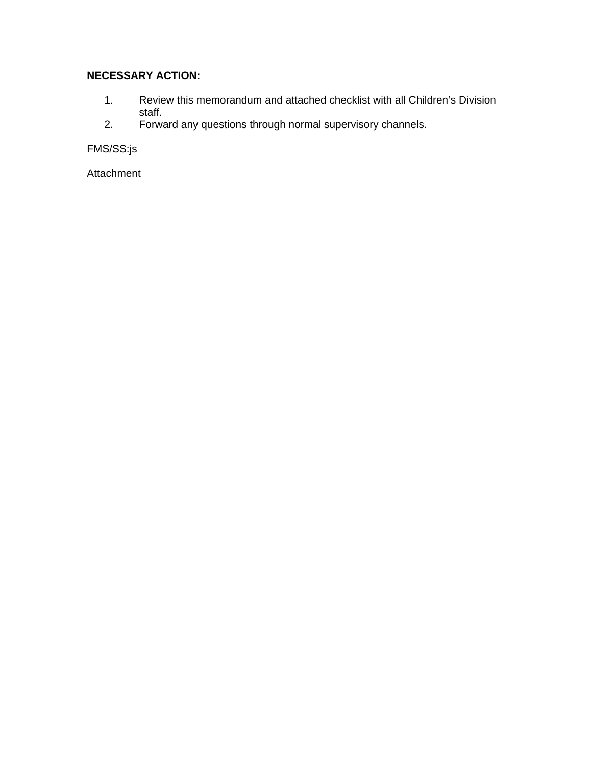**NECESSARY ACTION:**

1. Review this memorandum and attached checklist with all Children's Division staff.
2. Forward any questions through normal supervisory channels.

FMS/SS:js

Attachment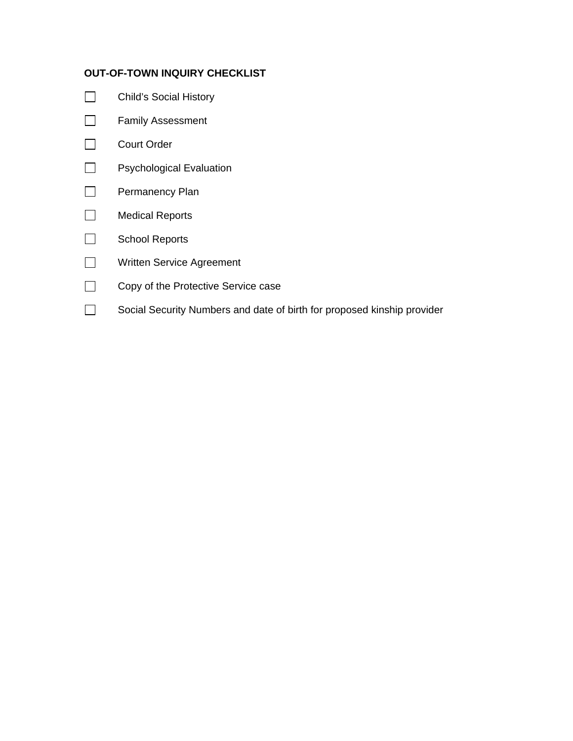**OUT-OF-TOWN INQUIRY CHECKLIST**

- [ ] Child's Social History
- [ ] Family Assessment
- [ ] Court Order
- [ ] Psychological Evaluation
- [ ] Permanency Plan
- [ ] Medical Reports
- [ ] School Reports
- [ ] Written Service Agreement
- [ ] Copy of the Protective Service case
- [ ] Social Security Numbers and date of birth for proposed kinship provider